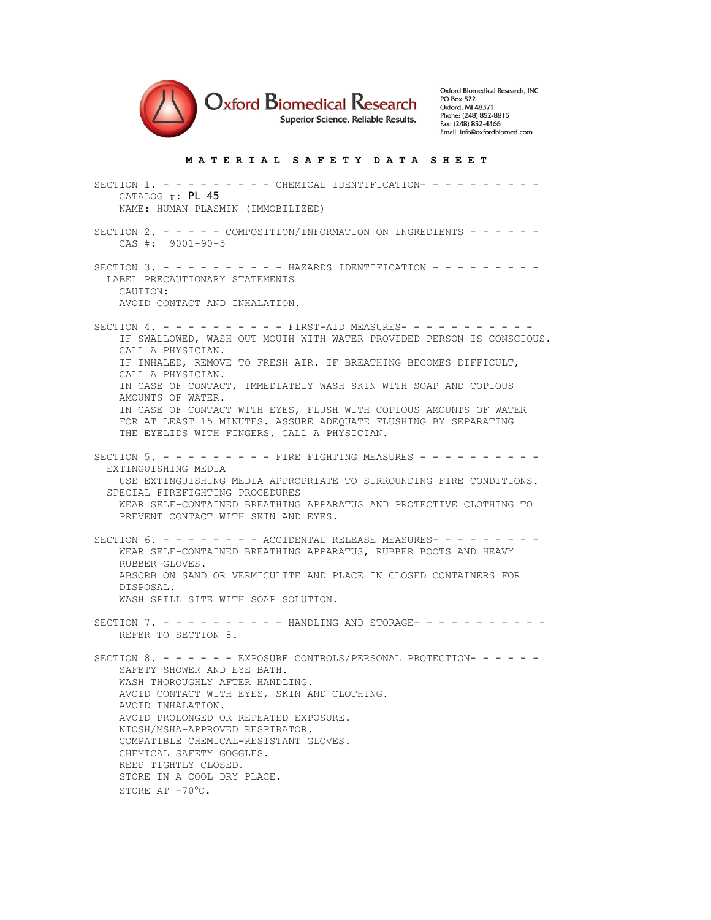**Oxford Biomedical Research**
Superior Science, Reliable Results.

Oxford Biomedical Research, INC
PO Box 522
Oxford, MI 48371
Phone: (248) 852-8815
Fax: (248) 852-4466
Email: info@oxfordbiomed.com

# MATERIAL SAFETY DATA SHEET

## SECTION 1. - - - - - - - - - CHEMICAL IDENTIFICATION- - - - - - - - -

CATALOG #: PL 45
NAME: HUMAN PLASMIN (IMMOBILIZED)

## SECTION 2. - - - - - COMPOSITION/INFORMATION ON INGREDIENTS - - - - - -

CAS #: 9001-90-5

## SECTION 3. - - - - - - - - - - HAZARDS IDENTIFICATION - - - - - - - - -

LABEL PRECAUTIONARY STATEMENTS
CAUTION:
AVOID CONTACT AND INHALATION.

## SECTION 4. - - - - - - - - - - FIRST-AID MEASURES- - - - - - - - - -

IF SWALLOWED, WASH OUT MOUTH WITH WATER PROVIDED PERSON IS CONSCIOUS. CALL A PHYSICIAN.
IF INHALED, REMOVE TO FRESH AIR. IF BREATHING BECOMES DIFFICULT, CALL A PHYSICIAN.
IN CASE OF CONTACT, IMMEDIATELY WASH SKIN WITH SOAP AND COPIOUS AMOUNTS OF WATER.
IN CASE OF CONTACT WITH EYES, FLUSH WITH COPIOUS AMOUNTS OF WATER FOR AT LEAST 15 MINUTES. ASSURE ADEQUATE FLUSHING BY SEPARATING THE EYELIDS WITH FINGERS. CALL A PHYSICIAN.

## SECTION 5. - - - - - - - - - FIRE FIGHTING MEASURES - - - - - - - - - -

EXTINGUISHING MEDIA
USE EXTINGUISHING MEDIA APPROPRIATE TO SURROUNDING FIRE CONDITIONS.
SPECIAL FIREFIGHTING PROCEDURES
WEAR SELF-CONTAINED BREATHING APPARATUS AND PROTECTIVE CLOTHING TO PREVENT CONTACT WITH SKIN AND EYES.

## SECTION 6. - - - - - - - - ACCIDENTAL RELEASE MEASURES- - - - - - - -

WEAR SELF-CONTAINED BREATHING APPARATUS, RUBBER BOOTS AND HEAVY RUBBER GLOVES.
ABSORB ON SAND OR VERMICULITE AND PLACE IN CLOSED CONTAINERS FOR DISPOSAL.
WASH SPILL SITE WITH SOAP SOLUTION.

## SECTION 7. - - - - - - - - - - HANDLING AND STORAGE- - - - - - - - - -

REFER TO SECTION 8.

## SECTION 8. - - - - - - EXPOSURE CONTROLS/PERSONAL PROTECTION- - - - - -

SAFETY SHOWER AND EYE BATH.
WASH THOROUGHLY AFTER HANDLING.
AVOID CONTACT WITH EYES, SKIN AND CLOTHING.
AVOID INHALATION.
AVOID PROLONGED OR REPEATED EXPOSURE.
NIOSH/MSHA-APPROVED RESPIRATOR.
COMPATIBLE CHEMICAL-RESISTANT GLOVES.
CHEMICAL SAFETY GOGGLES.
KEEP TIGHTLY CLOSED.
STORE IN A COOL DRY PLACE.
STORE AT -70°C.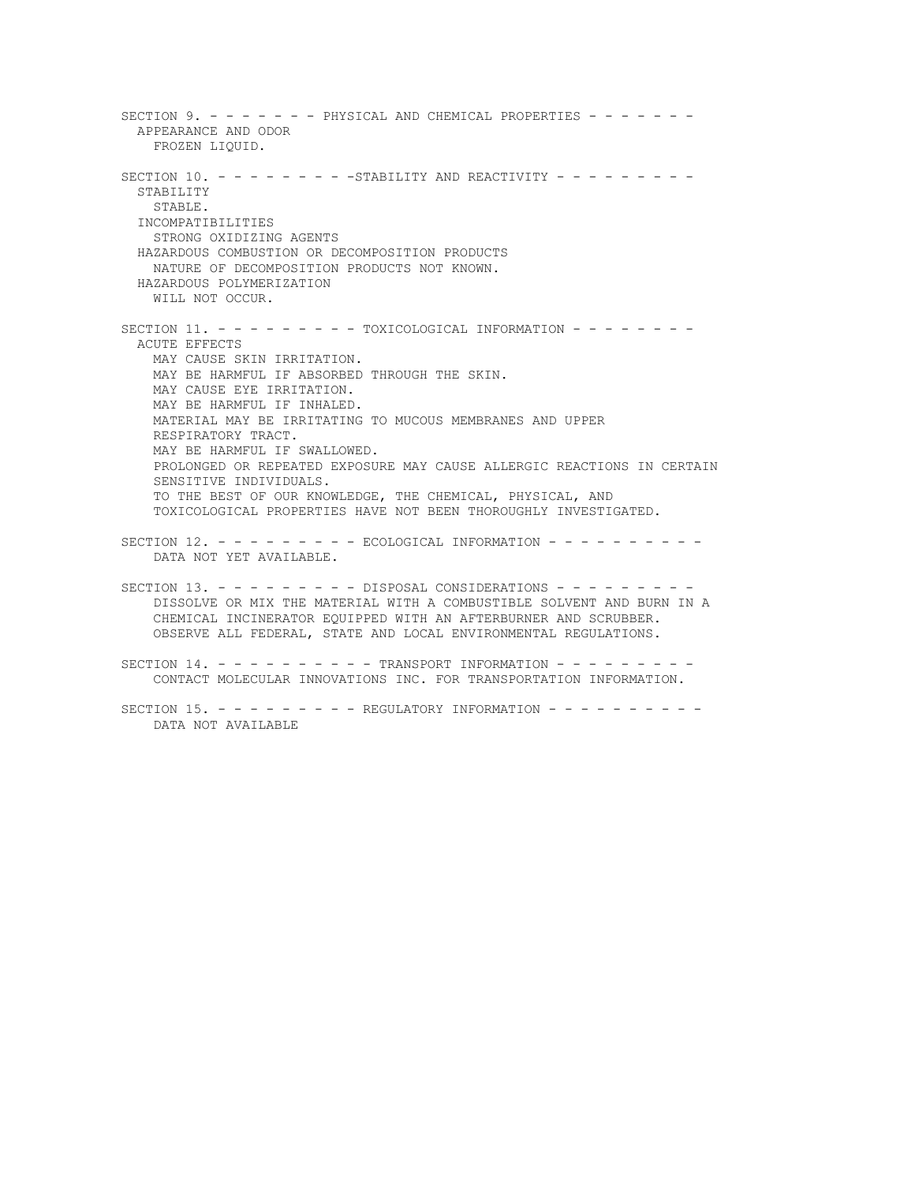## SECTION 9. - - - - - - - PHYSICAL AND CHEMICAL PROPERTIES - - - - - - -

APPEARANCE AND ODOR
FROZEN LIQUID.

## SECTION 10. - - - - - - - - -STABILITY AND REACTIVITY - - - - - - - - -

STABILITY
STABLE.

INCOMPATIBILITIES
STRONG OXIDIZING AGENTS

HAZARDOUS COMBUSTION OR DECOMPOSITION PRODUCTS
NATURE OF DECOMPOSITION PRODUCTS NOT KNOWN.

HAZARDOUS POLYMERIZATION
WILL NOT OCCUR.

## SECTION 11. - - - - - - - - - TOXICOLOGICAL INFORMATION - - - - - - - -

ACUTE EFFECTS

MAY CAUSE SKIN IRRITATION.
MAY BE HARMFUL IF ABSORBED THROUGH THE SKIN.
MAY CAUSE EYE IRRITATION.
MAY BE HARMFUL IF INHALED.
MATERIAL MAY BE IRRITATING TO MUCOUS MEMBRANES AND UPPER RESPIRATORY TRACT.
MAY BE HARMFUL IF SWALLOWED.
PROLONGED OR REPEATED EXPOSURE MAY CAUSE ALLERGIC REACTIONS IN CERTAIN SENSITIVE INDIVIDUALS.
TO THE BEST OF OUR KNOWLEDGE, THE CHEMICAL, PHYSICAL, AND TOXICOLOGICAL PROPERTIES HAVE NOT BEEN THOROUGHLY INVESTIGATED.

## SECTION 12. - - - - - - - - - ECOLOGICAL INFORMATION - - - - - - - - - -

DATA NOT YET AVAILABLE.

## SECTION 13. - - - - - - - - - DISPOSAL CONSIDERATIONS - - - - - - - - -

DISSOLVE OR MIX THE MATERIAL WITH A COMBUSTIBLE SOLVENT AND BURN IN A CHEMICAL INCINERATOR EQUIPPED WITH AN AFTERBURNER AND SCRUBBER.
OBSERVE ALL FEDERAL, STATE AND LOCAL ENVIRONMENTAL REGULATIONS.

## SECTION 14. - - - - - - - - - - TRANSPORT INFORMATION - - - - - - - - -

CONTACT MOLECULAR INNOVATIONS INC. FOR TRANSPORTATION INFORMATION.

## SECTION 15. - - - - - - - - - REGULATORY INFORMATION - - - - - - - - - -

DATA NOT AVAILABLE